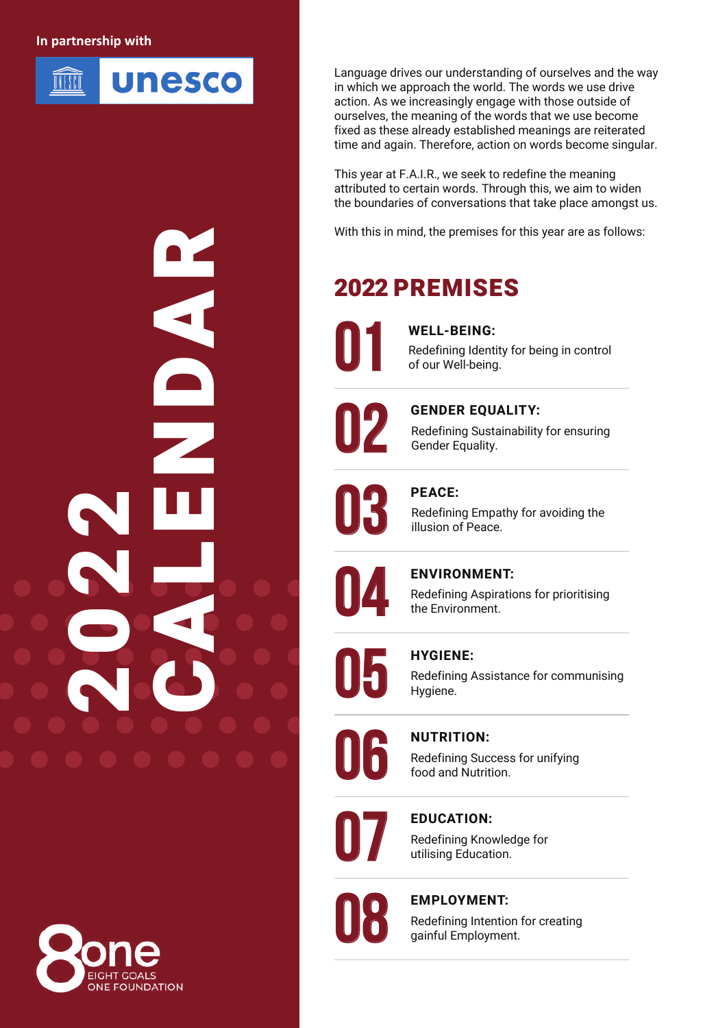In partnership with

unesco

# 2022 CALENDAR

Language drives our understanding of ourselves and the way in which we approach the world. The words we use drive action. As we increasingly engage with those outside of ourselves, the meaning of the words that we use become fixed as these already established meanings are reiterated time and again. Therefore, action on words become singular.

This year at F.A.I.R., we seek to redefine the meaning attributed to certain words. Through this, we aim to widen the boundaries of conversations that take place amongst us.

With this in mind, the premises for this year are as follows:

## 2022 PREMISES

**01 WELL-BEING:**
Redefining Identity for being in control of our Well-being.

**02 GENDER EQUALITY:**
Redefining Sustainability for ensuring Gender Equality.

**03 PEACE:**
Redefining Empathy for avoiding the illusion of Peace.

**04 ENVIRONMENT:**
Redefining Aspirations for prioritising the Environment.

**05 HYGIENE:**
Redefining Assistance for communising Hygiene.

**06 NUTRITION:**
Redefining Success for unifying food and Nutrition.

**07 EDUCATION:**
Redefining Knowledge for utilising Education.

**08 EMPLOYMENT:**
Redefining Intention for creating gainful Employment.

8one
EIGHT GOALS
ONE FOUNDATION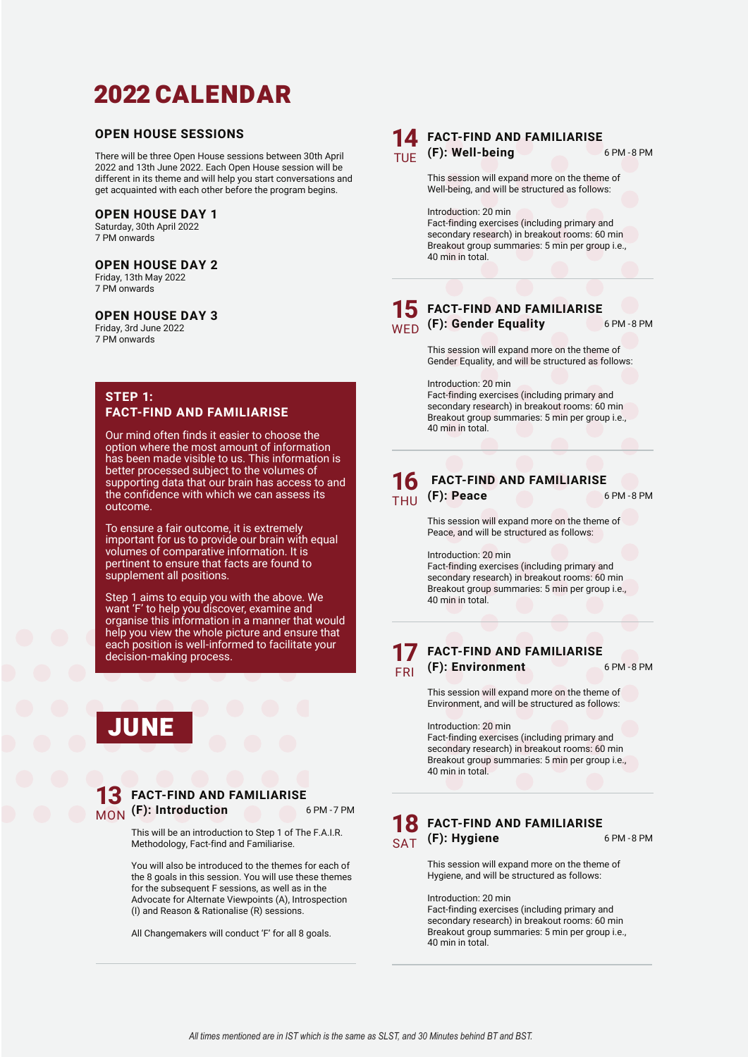# 2022 CALENDAR

## OPEN HOUSE SESSIONS

There will be three Open House sessions between 30th April 2022 and 13th June 2022. Each Open House session will be different in its theme and will help you start conversations and get acquainted with each other before the program begins.

### OPEN HOUSE DAY 1

Saturday, 30th April 2022
7 PM onwards

### OPEN HOUSE DAY 2

Friday, 13th May 2022
7 PM onwards

### OPEN HOUSE DAY 3

Friday, 3rd June 2022
7 PM onwards

## STEP 1: FACT-FIND AND FAMILIARISE

Our mind often finds it easier to choose the option where the most amount of information has been made visible to us. This information is better processed subject to the volumes of supporting data that our brain has access to and the confidence with which we can assess its outcome.

To ensure a fair outcome, it is extremely important for us to provide our brain with equal volumes of comparative information. It is pertinent to ensure that facts are found to supplement all positions.

Step 1 aims to equip you with the above. We want 'F' to help you discover, examine and organise this information in a manner that would help you view the whole picture and ensure that each position is well-informed to facilitate your decision-making process.

## JUNE

### 13 MON — FACT-FIND AND FAMILIARISE (F): Introduction

6 PM - 7 PM

This will be an introduction to Step 1 of The F.A.I.R. Methodology, Fact-find and Familiarise.

You will also be introduced to the themes for each of the 8 goals in this session. You will use these themes for the subsequent F sessions, as well as in the Advocate for Alternate Viewpoints (A), Introspection (I) and Reason & Rationalise (R) sessions.

All Changemakers will conduct 'F' for all 8 goals.

### 14 TUE — FACT-FIND AND FAMILIARISE (F): Well-being

6 PM - 8 PM

This session will expand more on the theme of Well-being, and will be structured as follows:

Introduction: 20 min
Fact-finding exercises (including primary and secondary research) in breakout rooms: 60 min
Breakout group summaries: 5 min per group i.e., 40 min in total.

### 15 WED — FACT-FIND AND FAMILIARISE (F): Gender Equality

6 PM - 8 PM

This session will expand more on the theme of Gender Equality, and will be structured as follows:

Introduction: 20 min
Fact-finding exercises (including primary and secondary research) in breakout rooms: 60 min
Breakout group summaries: 5 min per group i.e., 40 min in total.

### 16 THU — FACT-FIND AND FAMILIARISE (F): Peace

6 PM - 8 PM

This session will expand more on the theme of Peace, and will be structured as follows:

Introduction: 20 min
Fact-finding exercises (including primary and secondary research) in breakout rooms: 60 min
Breakout group summaries: 5 min per group i.e., 40 min in total.

### 17 FRI — FACT-FIND AND FAMILIARISE (F): Environment

6 PM - 8 PM

This session will expand more on the theme of Environment, and will be structured as follows:

Introduction: 20 min
Fact-finding exercises (including primary and secondary research) in breakout rooms: 60 min
Breakout group summaries: 5 min per group i.e., 40 min in total.

### 18 SAT — FACT-FIND AND FAMILIARISE (F): Hygiene

6 PM - 8 PM

This session will expand more on the theme of Hygiene, and will be structured as follows:

Introduction: 20 min
Fact-finding exercises (including primary and secondary research) in breakout rooms: 60 min
Breakout group summaries: 5 min per group i.e., 40 min in total.

*All times mentioned are in IST which is the same as SLST, and 30 Minutes behind BT and BST.*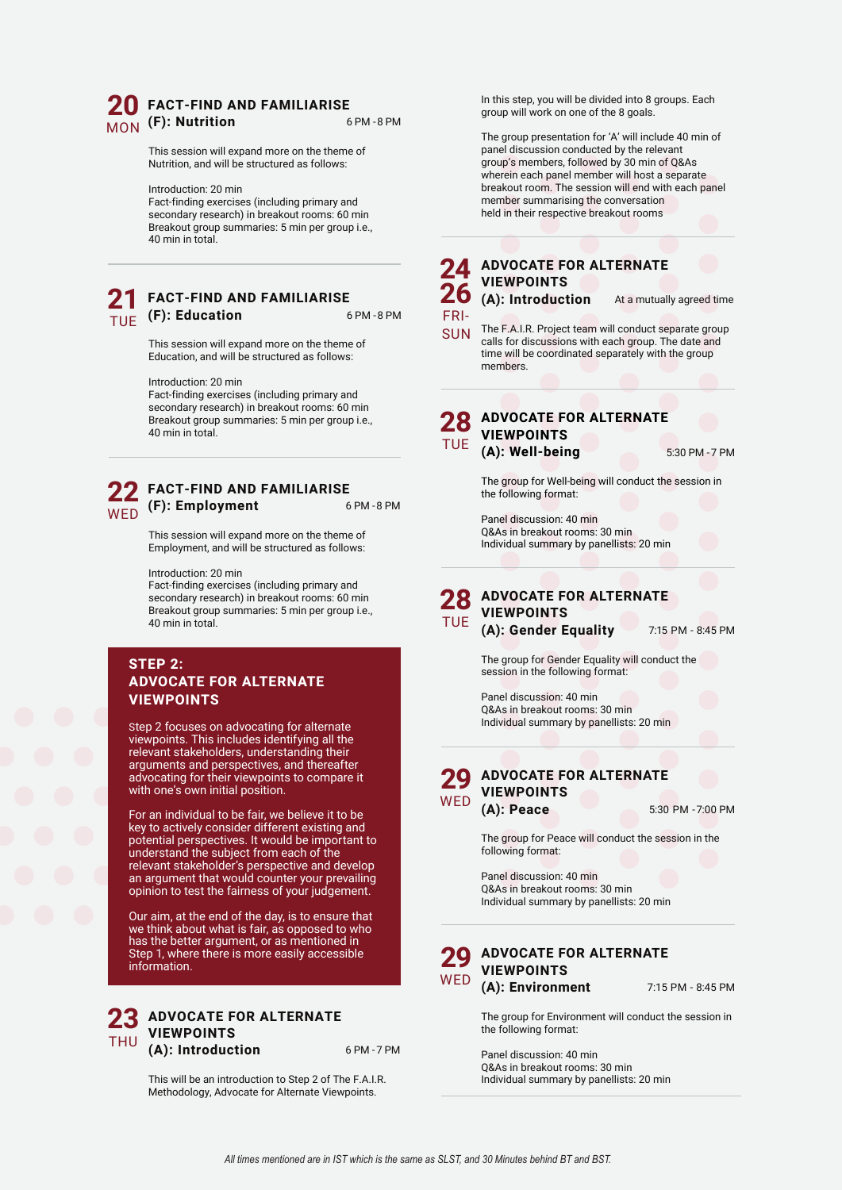## 20 MON — FACT-FIND AND FAMILIARISE (F): Nutrition

6 PM - 8 PM

This session will expand more on the theme of Nutrition, and will be structured as follows:

Introduction: 20 min
Fact-finding exercises (including primary and secondary research) in breakout rooms: 60 min
Breakout group summaries: 5 min per group i.e., 40 min in total.

## 21 TUE — FACT-FIND AND FAMILIARISE (F): Education

6 PM - 8 PM

This session will expand more on the theme of Education, and will be structured as follows:

Introduction: 20 min
Fact-finding exercises (including primary and secondary research) in breakout rooms: 60 min
Breakout group summaries: 5 min per group i.e., 40 min in total.

## 22 WED — FACT-FIND AND FAMILIARISE (F): Employment

6 PM - 8 PM

This session will expand more on the theme of Employment, and will be structured as follows:

Introduction: 20 min
Fact-finding exercises (including primary and secondary research) in breakout rooms: 60 min
Breakout group summaries: 5 min per group i.e., 40 min in total.

# STEP 2: ADVOCATE FOR ALTERNATE VIEWPOINTS

Step 2 focuses on advocating for alternate viewpoints. This includes identifying all the relevant stakeholders, understanding their arguments and perspectives, and thereafter advocating for their viewpoints to compare it with one's own initial position.

For an individual to be fair, we believe it to be key to actively consider different existing and potential perspectives. It would be important to understand the subject from each of the relevant stakeholder's perspective and develop an argument that would counter your prevailing opinion to test the fairness of your judgement.

Our aim, at the end of the day, is to ensure that we think about what is fair, as opposed to who has the better argument, or as mentioned in Step 1, where there is more easily accessible information.

## 23 THU — ADVOCATE FOR ALTERNATE VIEWPOINTS (A): Introduction

6 PM - 7 PM

This will be an introduction to Step 2 of The F.A.I.R. Methodology, Advocate for Alternate Viewpoints.

In this step, you will be divided into 8 groups. Each group will work on one of the 8 goals.

The group presentation for 'A' will include 40 min of panel discussion conducted by the relevant group's members, followed by 30 min of Q&As wherein each panel member will host a separate breakout room. The session will end with each panel member summarising the conversation held in their respective breakout rooms

## 24–26 FRI-SUN — ADVOCATE FOR ALTERNATE VIEWPOINTS (A): Introduction

At a mutually agreed time

The F.A.I.R. Project team will conduct separate group calls for discussions with each group. The date and time will be coordinated separately with the group members.

## 28 TUE — ADVOCATE FOR ALTERNATE VIEWPOINTS (A): Well-being

5:30 PM - 7 PM

The group for Well-being will conduct the session in the following format:

Panel discussion: 40 min
Q&As in breakout rooms: 30 min
Individual summary by panellists: 20 min

## 28 TUE — ADVOCATE FOR ALTERNATE VIEWPOINTS (A): Gender Equality

7:15 PM - 8:45 PM

The group for Gender Equality will conduct the session in the following format:

Panel discussion: 40 min
Q&As in breakout rooms: 30 min
Individual summary by panellists: 20 min

## 29 WED — ADVOCATE FOR ALTERNATE VIEWPOINTS (A): Peace

5:30 PM - 7:00 PM

The group for Peace will conduct the session in the following format:

Panel discussion: 40 min
Q&As in breakout rooms: 30 min
Individual summary by panellists: 20 min

## 29 WED — ADVOCATE FOR ALTERNATE VIEWPOINTS (A): Environment

7:15 PM - 8:45 PM

The group for Environment will conduct the session in the following format:

Panel discussion: 40 min
Q&As in breakout rooms: 30 min
Individual summary by panellists: 20 min

*All times mentioned are in IST which is the same as SLST, and 30 Minutes behind BT and BST.*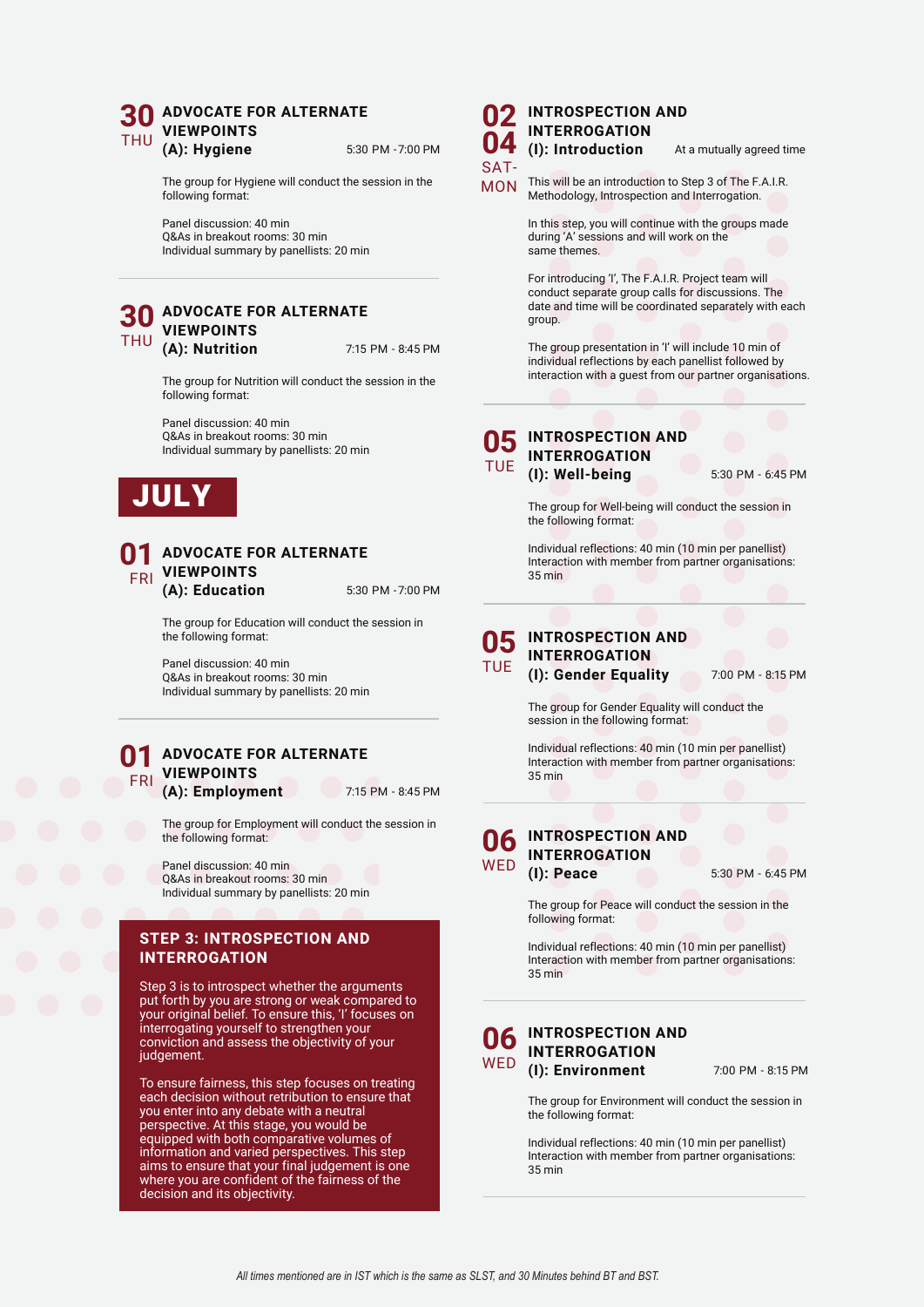**30** THU

### ADVOCATE FOR ALTERNATE VIEWPOINTS (A): Hygiene

5:30 PM - 7:00 PM

The group for Hygiene will conduct the session in the following format:

Panel discussion: 40 min
Q&As in breakout rooms: 30 min
Individual summary by panellists: 20 min

---

**30** THU

### ADVOCATE FOR ALTERNATE VIEWPOINTS (A): Nutrition

7:15 PM - 8:45 PM

The group for Nutrition will conduct the session in the following format:

Panel discussion: 40 min
Q&As in breakout rooms: 30 min
Individual summary by panellists: 20 min

## JULY

**01** FRI

### ADVOCATE FOR ALTERNATE VIEWPOINTS (A): Education

5:30 PM - 7:00 PM

The group for Education will conduct the session in the following format:

Panel discussion: 40 min
Q&As in breakout rooms: 30 min
Individual summary by panellists: 20 min

---

**01** FRI

### ADVOCATE FOR ALTERNATE VIEWPOINTS (A): Employment

7:15 PM - 8:45 PM

The group for Employment will conduct the session in the following format:

Panel discussion: 40 min
Q&As in breakout rooms: 30 min
Individual summary by panellists: 20 min

## STEP 3: INTROSPECTION AND INTERROGATION

Step 3 is to introspect whether the arguments put forth by you are strong or weak compared to your original belief. To ensure this, 'I' focuses on interrogating yourself to strengthen your conviction and assess the objectivity of your judgement.

To ensure fairness, this step focuses on treating each decision without retribution to ensure that you enter into any debate with a neutral perspective. At this stage, you would be equipped with both comparative volumes of information and varied perspectives. This step aims to ensure that your final judgement is one where you are confident of the fairness of the decision and its objectivity.

---

**02 04** SAT-MON

### INTROSPECTION AND INTERROGATION (I): Introduction

At a mutually agreed time

This will be an introduction to Step 3 of The F.A.I.R. Methodology, Introspection and Interrogation.

In this step, you will continue with the groups made during 'A' sessions and will work on the same themes.

For introducing 'I', The F.A.I.R. Project team will conduct separate group calls for discussions. The date and time will be coordinated separately with each group.

The group presentation in 'I' will include 10 min of individual reflections by each panellist followed by interaction with a guest from our partner organisations.

---

**05** TUE

### INTROSPECTION AND INTERROGATION (I): Well-being

5:30 PM - 6:45 PM

The group for Well-being will conduct the session in the following format:

Individual reflections: 40 min (10 min per panellist)
Interaction with member from partner organisations: 35 min

---

**05** TUE

### INTROSPECTION AND INTERROGATION (I): Gender Equality

7:00 PM - 8:15 PM

The group for Gender Equality will conduct the session in the following format:

Individual reflections: 40 min (10 min per panellist)
Interaction with member from partner organisations: 35 min

---

**06** WED

### INTROSPECTION AND INTERROGATION (I): Peace

5:30 PM - 6:45 PM

The group for Peace will conduct the session in the following format:

Individual reflections: 40 min (10 min per panellist)
Interaction with member from partner organisations: 35 min

---

**06** WED

### INTROSPECTION AND INTERROGATION (I): Environment

7:00 PM - 8:15 PM

The group for Environment will conduct the session in the following format:

Individual reflections: 40 min (10 min per panellist)
Interaction with member from partner organisations: 35 min

---

*All times mentioned are in IST which is the same as SLST, and 30 Minutes behind BT and BST.*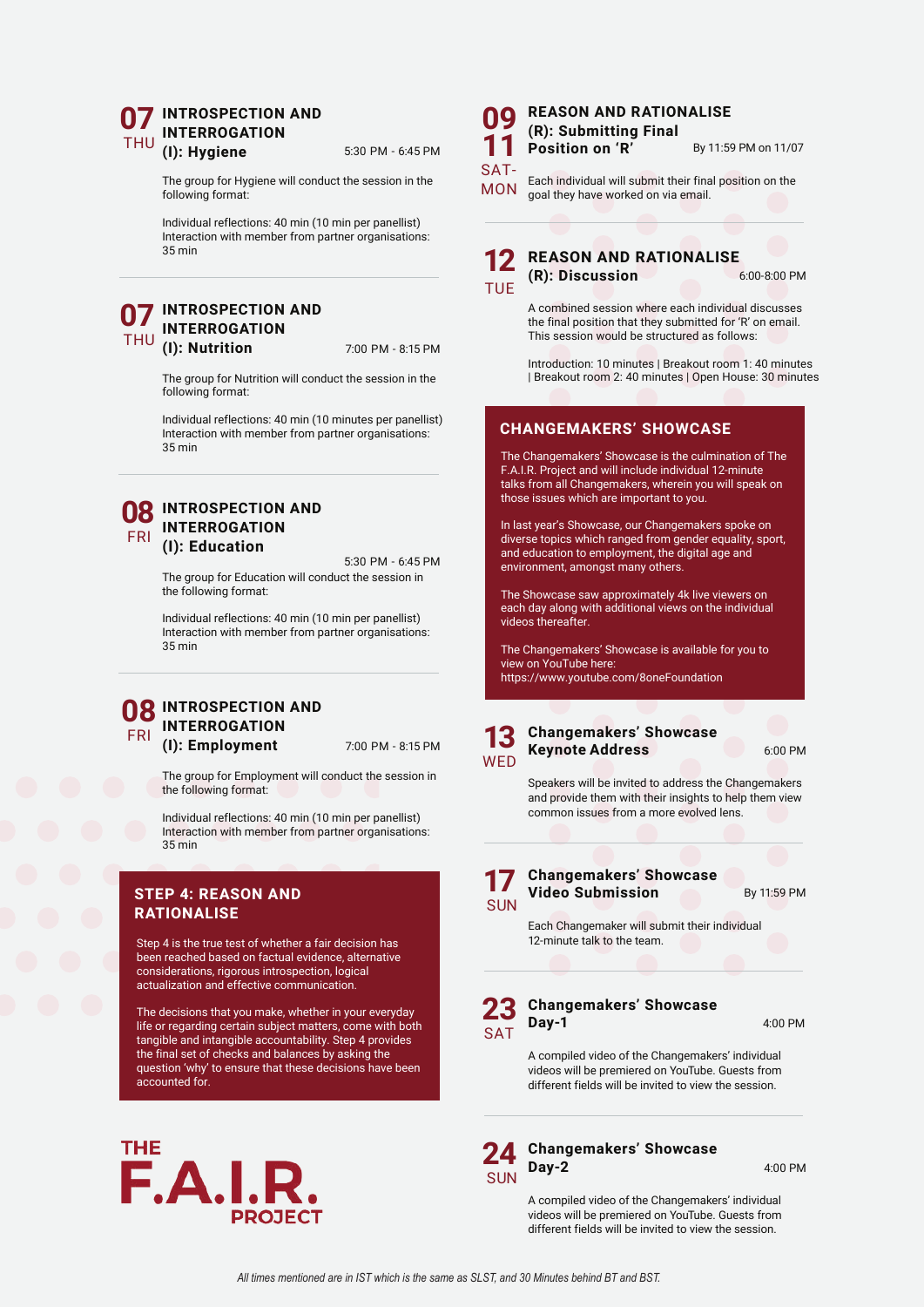## 07 THU — INTROSPECTION AND INTERROGATION (I): Hygiene

5:30 PM - 6:45 PM

The group for Hygiene will conduct the session in the following format:

Individual reflections: 40 min (10 min per panellist)
Interaction with member from partner organisations: 35 min

## 07 THU — INTROSPECTION AND INTERROGATION (I): Nutrition

7:00 PM - 8:15 PM

The group for Nutrition will conduct the session in the following format:

Individual reflections: 40 min (10 minutes per panellist)
Interaction with member from partner organisations: 35 min

## 08 FRI — INTROSPECTION AND INTERROGATION (I): Education

5:30 PM - 6:45 PM

The group for Education will conduct the session in the following format:

Individual reflections: 40 min (10 min per panellist)
Interaction with member from partner organisations: 35 min

## 08 FRI — INTROSPECTION AND INTERROGATION (I): Employment

7:00 PM - 8:15 PM

The group for Employment will conduct the session in the following format:

Individual reflections: 40 min (10 min per panellist)
Interaction with member from partner organisations: 35 min

## STEP 4: REASON AND RATIONALISE

Step 4 is the true test of whether a fair decision has been reached based on factual evidence, alternative considerations, rigorous introspection, logical actualization and effective communication.

The decisions that you make, whether in your everyday life or regarding certain subject matters, come with both tangible and intangible accountability. Step 4 provides the final set of checks and balances by asking the question 'why' to ensure that these decisions have been accounted for.

**THE F.A.I.R. PROJECT**

## 09 11 SAT-MON — REASON AND RATIONALISE (R): Submitting Final Position on 'R'

By 11:59 PM on 11/07

Each individual will submit their final position on the goal they have worked on via email.

## 12 TUE — REASON AND RATIONALISE (R): Discussion

6:00-8:00 PM

A combined session where each individual discusses the final position that they submitted for 'R' on email. This session would be structured as follows:

Introduction: 10 minutes | Breakout room 1: 40 minutes | Breakout room 2: 40 minutes | Open House: 30 minutes

## CHANGEMAKERS' SHOWCASE

The Changemakers' Showcase is the culmination of The F.A.I.R. Project and will include individual 12-minute talks from all Changemakers, wherein you will speak on those issues which are important to you.

In last year's Showcase, our Changemakers spoke on diverse topics which ranged from gender equality, sport, and education to employment, the digital age and environment, amongst many others.

The Showcase saw approximately 4k live viewers on each day along with additional views on the individual videos thereafter.

The Changemakers' Showcase is available for you to view on YouTube here:
https://www.youtube.com/8oneFoundation

## 13 WED — Changemakers' Showcase Keynote Address

6:00 PM

Speakers will be invited to address the Changemakers and provide them with their insights to help them view common issues from a more evolved lens.

## 17 SUN — Changemakers' Showcase Video Submission

By 11:59 PM

Each Changemaker will submit their individual 12-minute talk to the team.

## 23 SAT — Changemakers' Showcase Day-1

4:00 PM

A compiled video of the Changemakers' individual videos will be premiered on YouTube. Guests from different fields will be invited to view the session.

## 24 SUN — Changemakers' Showcase Day-2

4:00 PM

A compiled video of the Changemakers' individual videos will be premiered on YouTube. Guests from different fields will be invited to view the session.

*All times mentioned are in IST which is the same as SLST, and 30 Minutes behind BT and BST.*